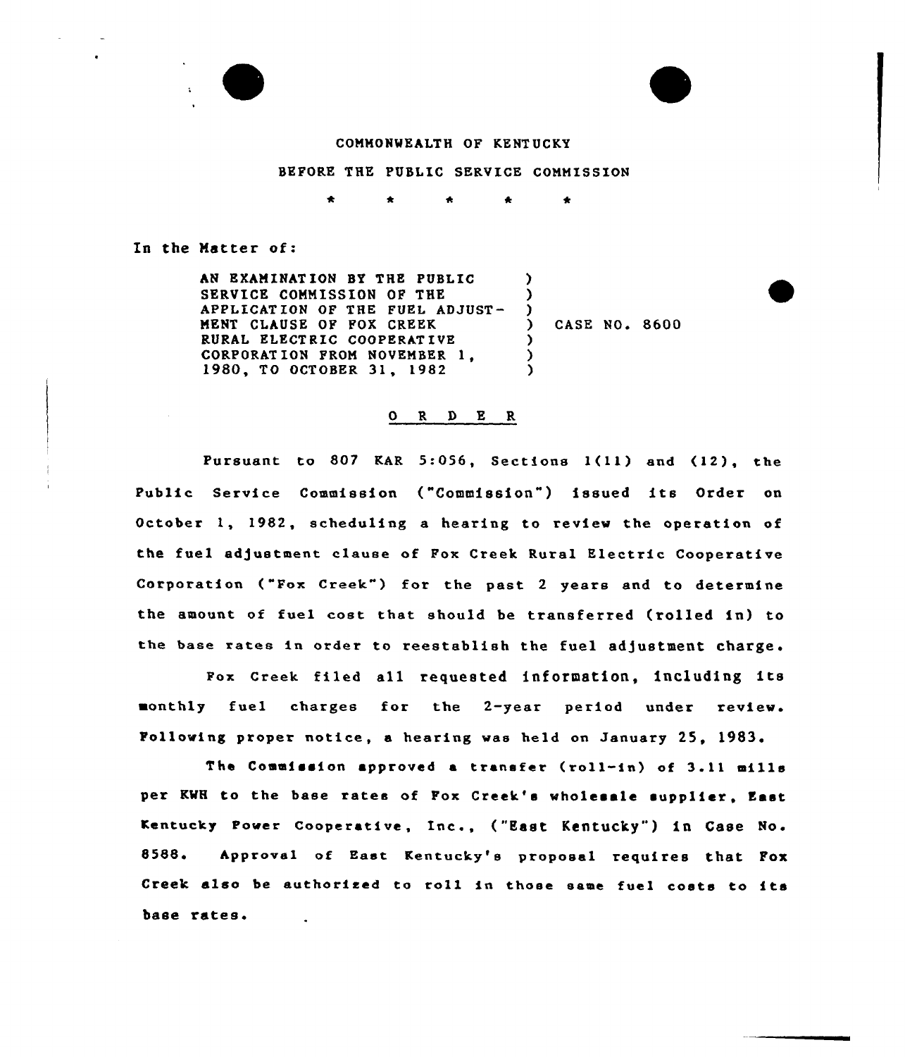COMMONWEALTH OF KENTUCKY

BEFORE THE PUBLIC SERVICE COMMISSION

\* \* \* \* \*

In the Matter of:

AN EXAMINATION BY THE PUBLIC SERVICE COMMISSION OF THE APPLICATION OF THE FUEL ADJUSTMENT CLAUSE OF FOX CREEK RURAL ELECTRIC COOPERATIVE CORPORATION FROM NOVEMBER 1, 1980, TO OCTOBER 31, 1982 ) CASE NO. 8600

## O R D E R

Pursuant to 807 KAR 5:056, Sections 1(11) and (12), the Public Service Commission ("Commission") issued its Order on October 1, 1982, scheduling a hearing to review the operation of the fuel adjustment clause of Fox Creek Rural Electric Cooperative Corporation ("Fox Creek") for the past 2 years and to determine the amount of fuel cost that should be transferred (rolled in) to the base rates in order to reestablish the fuel adjustment charge.

Fox Creek filed all requested information, including its monthly fuel charges for the 2-year period under review. Following proper notice, a hearing was held on January 25, 1983.

The Commission approved a transfer (roll-in) of 3.11 mills per KWH to the base rates of Fox Creek's wholesale supplier, East Kentucky Power Cooperative, Inc., ("East Kentucky") in Case No. 8588. Approval of East Kentucky's proposal requires that Fox Creek also be authorized to roll in those same fuel costs to its base rates.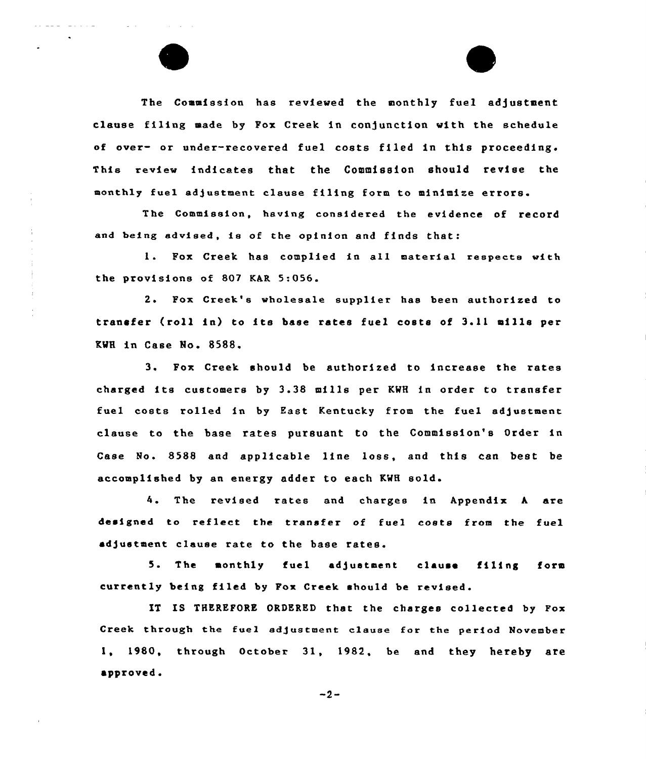The Commission has reviewed the monthly fuel adjustment clause filing made by Fox Creek in conjunction with the schedule of over- or under-recovered fuel costs filed in this proceeding. This review indicates that the Commission should revise the monthly fuel adjustment clause filing form to minimize errors.

The Commission, having considered the evidence of record and being advised, is of the opinion and finds that:

1. Fox Creek has complied in all material respects with the provisions of 807 KAR 5:056.

2. Fox Creek's wholesale supplier has been authorized to transfer (roll in) to its base rates fuel costs of 3.11 mills per KWH in Case No. 8588.

3. Fox Creek should be authorized to increase the rates charged its customers by 3.38 mills per KWH in order to transfer fuel costs rolled in by East Kentucky from the fuel adjustment clause to the base rates pursuant to the Commission's Order in Case No. 8588 and applicable line loss, and this can best be accomplished by an energy adder to each KWH sold.

4. The revised rates and charges in Appendix A are designed to reflect the transfer of fuel costs from the fuel adjustment clause rate to the base rates.

5. The monthly fuel adjustment clause filing form currently being filed by Fox Creek should be revised.

IT IS THEREFORE ORDERED that the charges collected by Fox Creek through the fuel adjustment clause for the period November 1, 1980, through October 31, 1982, be and they hereby are approved.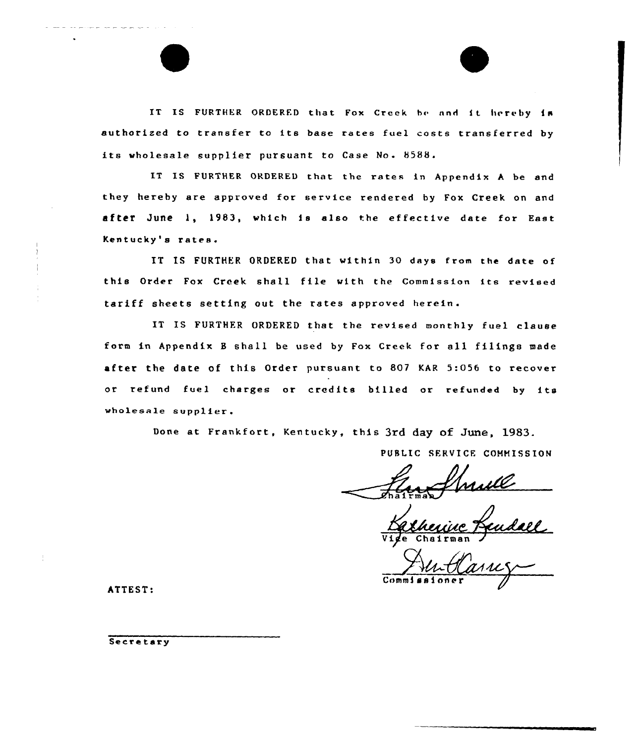IT IS FURTHER ORDERED that Fox Creek be and it hereby is authorized to transfer to its base rates fuel costs transferred by its wholesale supplier pursuant to Case No. 8588.

IT IS FURTHER ORDERED that the rates in Appendix A be and they hereby are approved for service rendered by Fox Creek on and after June 1, 1983, which is also the effective date for East Kentucky's rates.

IT IS FURTHER ORDERED that within 30 days from the date of this Order Fox Creek shall file with the Commission its revised tariff sheets setting out the rates approved herein.

IT IS FURTHER ORDERED that the revised monthly fuel clause form in Appendix B shall be used by Fox Creek for all filings made after the date of this Order pursuant to 807 KAR 5:056 to recover or refund fuel charges or credits billed or refunded by its wholesale supplier.

Done at Frankfort, Kentucky, this 3rd day of June, 1983.

PUBLIC SERVICE COMMISSION

Chairman

Vice Chairman

Commissioner

ATTEST:

Secretary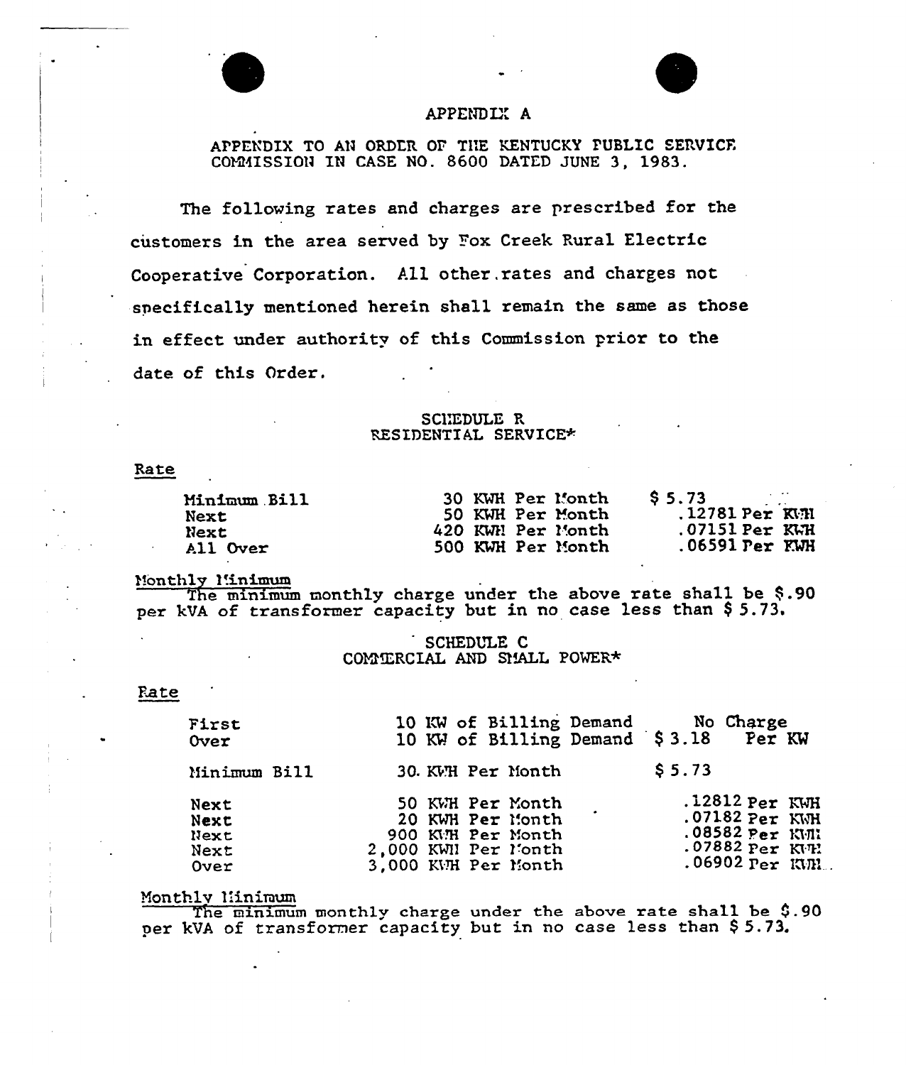# APPENDIX A

APPENDIX TO AN ORDER OF THE KENTUCKY PUBLIC SERVICE COMMISSION IN CASE NO. 8600 DATED JUNE 3, 1983.

The following rates and charges are prescribed for the customers in the area served by Fox Creek Rural Electric Cooperative Corporation. All other rates and charges not specifically mentioned herein shall remain the same as those in effect under authority of this Commission prior to the date of this Order.

## SCHEDULE R
## RESIDENTIAL SERVICE*

Rate

| | | |
|---|---|---|
| Minimum Bill | 30 KWH Per Month | $ 5.73 |
| Next | 50 KWH Per Month | .12781 Per KWH |
| Next | 420 KWH Per Month | .07151 Per KWH |
| All Over | 500 KWH Per Month | .06591 Per KWH |

Monthly Minimum

The minimum monthly charge under the above rate shall be $.90 per kVA of transformer capacity but in no case less than $ 5.73.

## SCHEDULE C
## COMMERCIAL AND SMALL POWER*

Rate

| | | |
|---|---|---|
| First | 10 KW of Billing Demand | No Charge |
| Over | 10 KW of Billing Demand | $ 3.18 Per KW |
| Minimum Bill | 30 KWH Per Month | $ 5.73 |
| Next | 50 KWH Per Month | .12812 Per KWH |
| Next | 20 KWH Per Month | .07182 Per KWH |
| Next | 900 KWH Per Month | .08582 Per KWH |
| Next | 2,000 KWH Per Month | .07882 Per KWH |
| Over | 3,000 KWH Per Month | .06902 Per KWH |

Monthly Minimum

The minimum monthly charge under the above rate shall be $.90 per kVA of transformer capacity but in no case less than $ 5.73.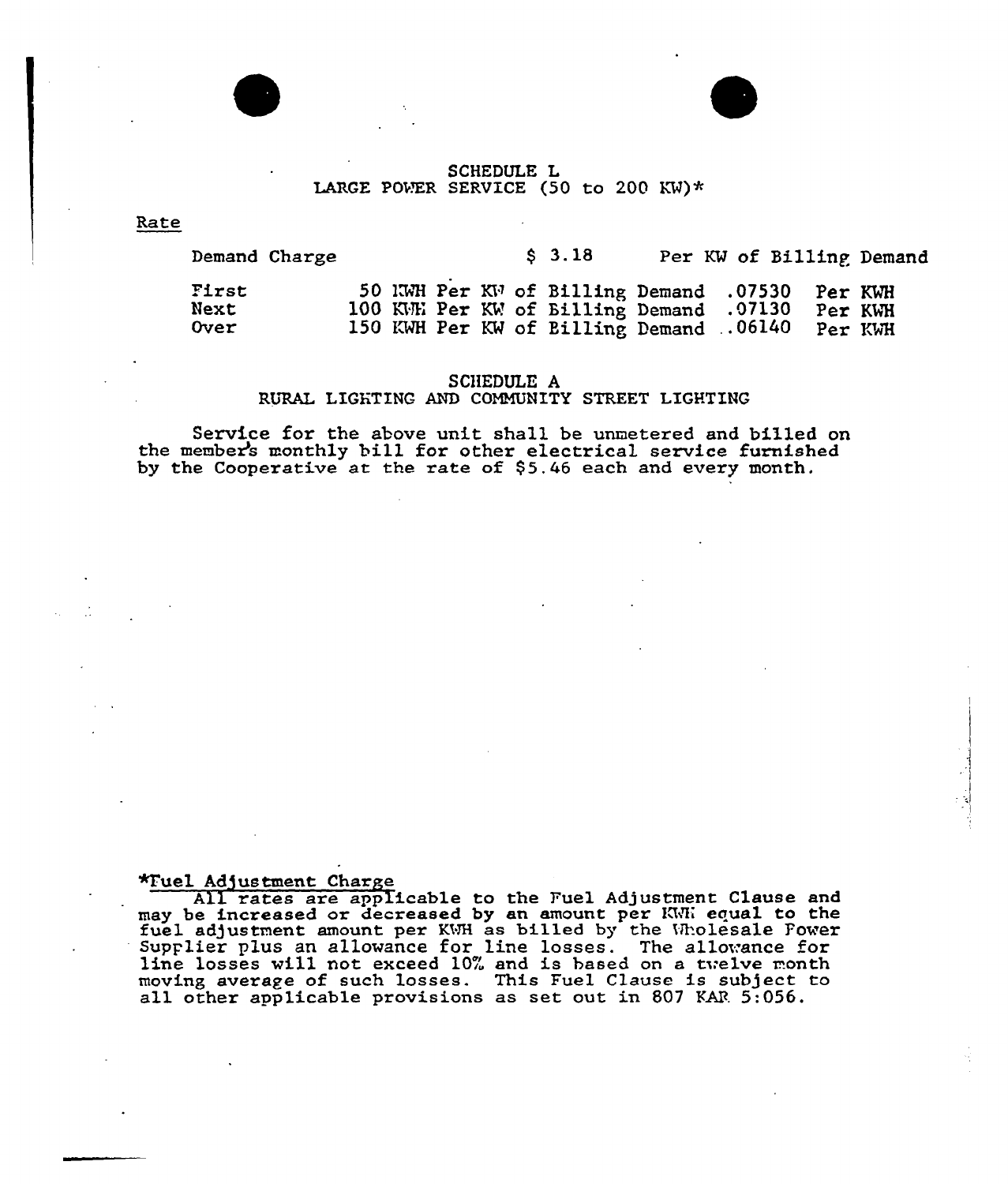## SCHEDULE L
## LARGE POWER SERVICE (50 to 200 KW)*

Rate

| | | | |
|---|---|---|---|
| Demand Charge | | $ 3.18 | Per KW of Billing Demand |
| First | 50 KWH Per KW of Billing Demand | .07530 | Per KWH |
| Next | 100 KWH Per KW of Billing Demand | .07130 | Per KWH |
| Over | 150 KWH Per KW of Billing Demand | .06140 | Per KWH |

## SCHEDULE A
## RURAL LIGHTING AND COMMUNITY STREET LIGHTING

Service for the above unit shall be unmetered and billed on the member's monthly bill for other electrical service furnished by the Cooperative at the rate of $5.46 each and every month.

*Fuel Adjustment Charge

All rates are applicable to the Fuel Adjustment Clause and may be increased or decreased by an amount per KWH equal to the fuel adjustment amount per KWH as billed by the Wholesale Power Supplier plus an allowance for line losses. The allowance for line losses will not exceed 10% and is based on a twelve month moving average of such losses. This Fuel Clause is subject to all other applicable provisions as set out in 807 KAR 5:056.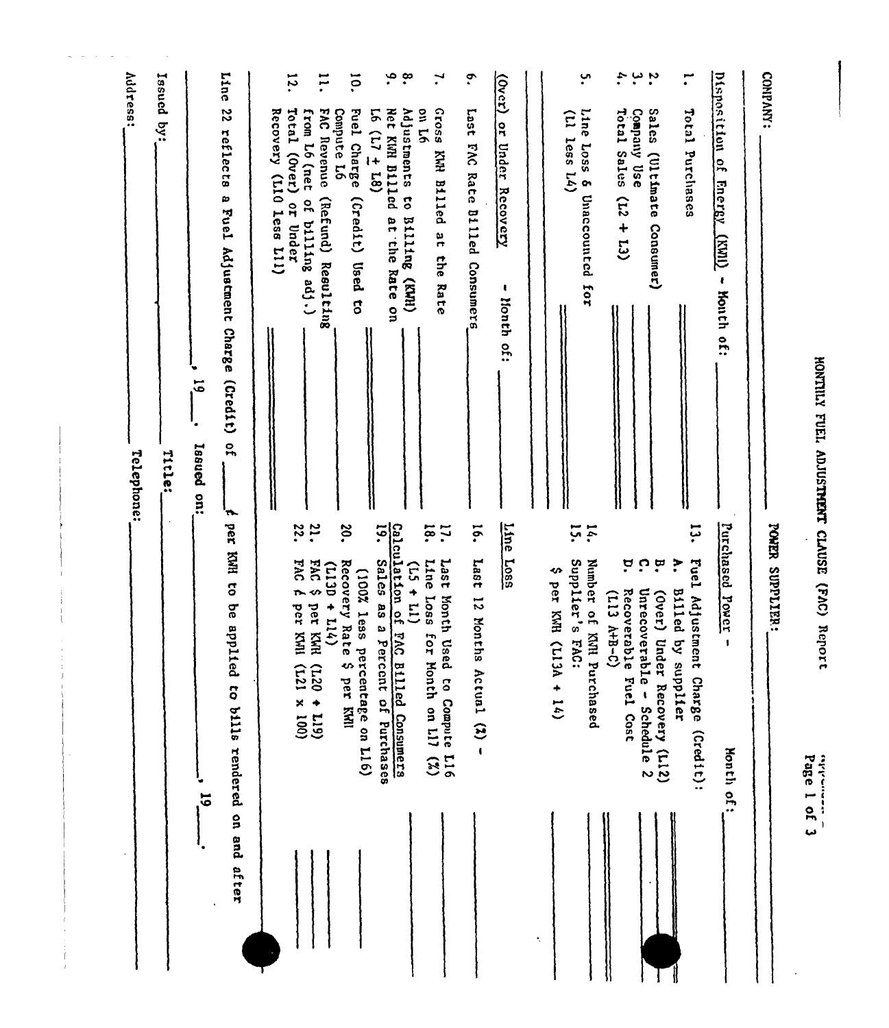Page 1 of 3

# MONTHLY FUEL ADJUSTMENT CLAUSE (FAC) Report

COMPANY: ____________________ POWER SUPPLIER: ____________________

**Disposition of Energy (KWH) - Month of: ________**

1. Total Purchases ________
2. Sales (Ultimate Consumer) ________
3. Company Use ________
4. Total Sales (L2 + L3) ________
5. Line Loss & Unaccounted for (L1 less L4) ________

**(Over) or Under Recovery - Month of: ________**

6. Last FAC Rate Billed Consumers ________
7. Gross KWH Billed at the Rate on L6 ________
8. Adjustments to Billing (KWH) ________
9. Net KWH Billed at the Rate on L6 (L7 ± L8) ________
10. Fuel Charge (Credit) Used to Compute L6 ________
11. FAC Revenue (Refund) Resulting from L6 (net of billing adj.) ________
12. Total (Over) or Under Recovery (L10 less L11) ________

**Purchased Power - Month of: ________**

13. Fuel Adjustment Charge (Credit):
    - A. Billed by supplier ________
    - B. (Over) Under Recovery (L12) ________
    - C. Unrecoverable - Schedule 2 ________
    - D. Recoverable Fuel Cost (L13 A+B-C) ________
14. Number of KWH Purchased ________
15. Supplier's FAC: $ per KWH (L13A ÷ 14) ________

**Line Loss**

16. Last 12 Months Actual (%) - ________
17. Last Month Used to Compute L16 ________
18. Line Loss for Month on L17 (%) (L5 ÷ L1) ________

**Calculation of FAC Billed Consumers**

19. Sales as a Percent of Purchases (100% less percentage on L16) ________
20. Recovery Rate $ per KWH (L13D ÷ L14) ________
21. FAC $ per KWH (L20 ÷ L19) ________
22. FAC ¢ per KWH (L21 x 100) ________

Line 22 reflects a Fuel Adjustment Charge (Credit) of ______ ¢ per KWH to be applied to bills rendered on and after ____________, 19____.

____________, 19____. Issued on: ____________, 19____.

Issued by: ____________________ Title: ____________________

Address: ____________________ Telephone: ____________________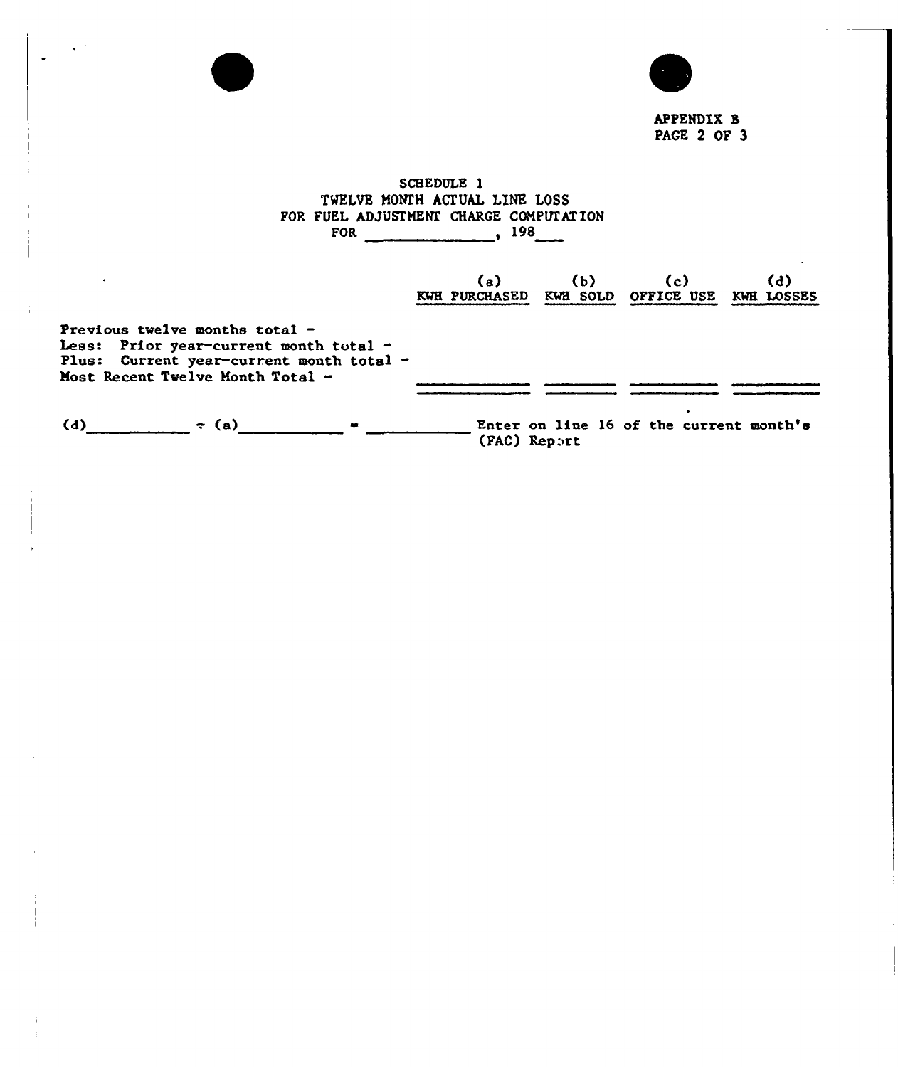APPENDIX B
PAGE 2 OF 3

## SCHEDULE 1
## TWELVE MONTH ACTUAL LINE LOSS
## FOR FUEL ADJUSTMENT CHARGE COMPUTATION
## FOR \_\_\_\_\_\_\_\_\_\_\_\_\_\_, 198\_\_\_

| | (a) KWH PURCHASED | (b) KWH SOLD | (c) OFFICE USE | (d) KWH LOSSES |
|---|---|---|---|---|
| Previous twelve months total - | | | | |
| Less: Prior year-current month total - | | | | |
| Plus: Current year-current month total - | | | | |
| Most Recent Twelve Month Total - | | | | |

(d)\_\_\_\_\_\_\_\_\_\_ ÷ (a)\_\_\_\_\_\_\_\_\_\_ = \_\_\_\_\_\_\_\_\_\_ Enter on line 16 of the current month's (FAC) Report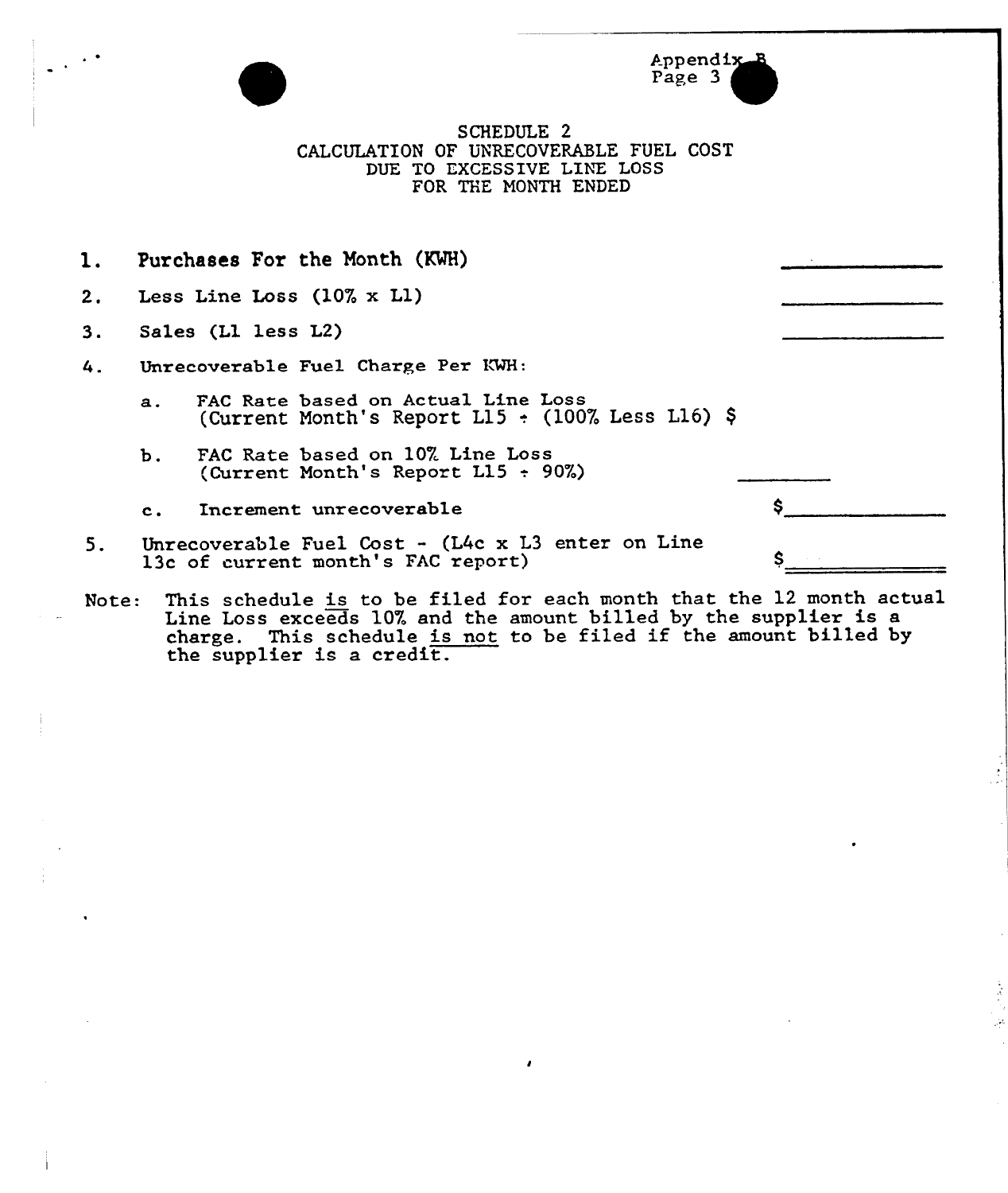Appendix B
Page 3

# SCHEDULE 2
## CALCULATION OF UNRECOVERABLE FUEL COST DUE TO EXCESSIVE LINE LOSS FOR THE MONTH ENDED

1. **Purchases For the Month (KWH)** \_\_\_\_\_\_\_\_\_\_\_\_\_\_

2. Less Line Loss (10% x L1) \_\_\_\_\_\_\_\_\_\_\_\_\_\_

3. Sales (L1 less L2) \_\_\_\_\_\_\_\_\_\_\_\_\_\_

4. Unrecoverable Fuel Charge Per KWH:

   a. FAC Rate based on Actual Line Loss (Current Month's Report L15 ÷ (100% Less L16) $

   b. FAC Rate based on 10% Line Loss (Current Month's Report L15 ÷ 90%) \_\_\_\_\_\_\_\_

   c. Increment unrecoverable $\_\_\_\_\_\_\_\_\_\_\_\_\_\_

5. Unrecoverable Fuel Cost - (L4c x L3 enter on Line 13c of current month's FAC report) $\_\_\_\_\_\_\_\_\_\_\_\_\_\_

Note: This schedule <u>is</u> to be filed for each month that the 12 month actual Line Loss exceeds 10% and the amount billed by the supplier is a charge. This schedule <u>is not</u> to be filed if the amount billed by the supplier is a credit.